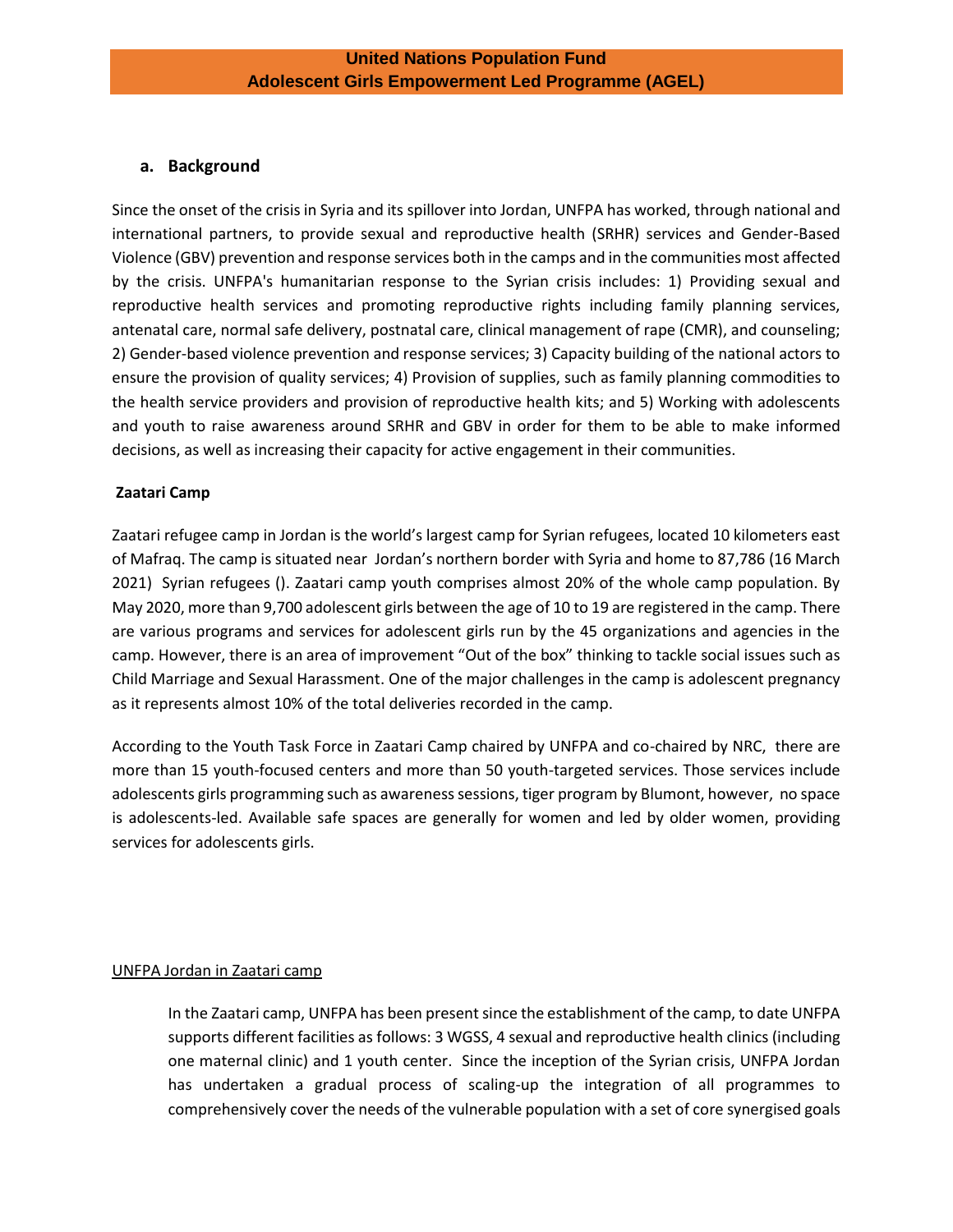**United Nations Population Fund**
**Adolescent Girls Empowerment Led Programme (AGEL)**

## a. Background

Since the onset of the crisis in Syria and its spillover into Jordan, UNFPA has worked, through national and international partners, to provide sexual and reproductive health (SRHR) services and Gender-Based Violence (GBV) prevention and response services both in the camps and in the communities most affected by the crisis. UNFPA's humanitarian response to the Syrian crisis includes: 1) Providing sexual and reproductive health services and promoting reproductive rights including family planning services, antenatal care, normal safe delivery, postnatal care, clinical management of rape (CMR), and counseling; 2) Gender-based violence prevention and response services; 3) Capacity building of the national actors to ensure the provision of quality services; 4) Provision of supplies, such as family planning commodities to the health service providers and provision of reproductive health kits; and 5) Working with adolescents and youth to raise awareness around SRHR and GBV in order for them to be able to make informed decisions, as well as increasing their capacity for active engagement in their communities.

### Zaatari Camp

Zaatari refugee camp in Jordan is the world's largest camp for Syrian refugees, located 10 kilometers east of Mafraq. The camp is situated near Jordan's northern border with Syria and home to 87,786 (16 March 2021) Syrian refugees (). Zaatari camp youth comprises almost 20% of the whole camp population. By May 2020, more than 9,700 adolescent girls between the age of 10 to 19 are registered in the camp. There are various programs and services for adolescent girls run by the 45 organizations and agencies in the camp. However, there is an area of improvement "Out of the box" thinking to tackle social issues such as Child Marriage and Sexual Harassment. One of the major challenges in the camp is adolescent pregnancy as it represents almost 10% of the total deliveries recorded in the camp.

According to the Youth Task Force in Zaatari Camp chaired by UNFPA and co-chaired by NRC, there are more than 15 youth-focused centers and more than 50 youth-targeted services. Those services include adolescents girls programming such as awareness sessions, tiger program by Blumont, however, no space is adolescents-led. Available safe spaces are generally for women and led by older women, providing services for adolescents girls.

UNFPA Jordan in Zaatari camp

In the Zaatari camp, UNFPA has been present since the establishment of the camp, to date UNFPA supports different facilities as follows: 3 WGSS, 4 sexual and reproductive health clinics (including one maternal clinic) and 1 youth center. Since the inception of the Syrian crisis, UNFPA Jordan has undertaken a gradual process of scaling-up the integration of all programmes to comprehensively cover the needs of the vulnerable population with a set of core synergised goals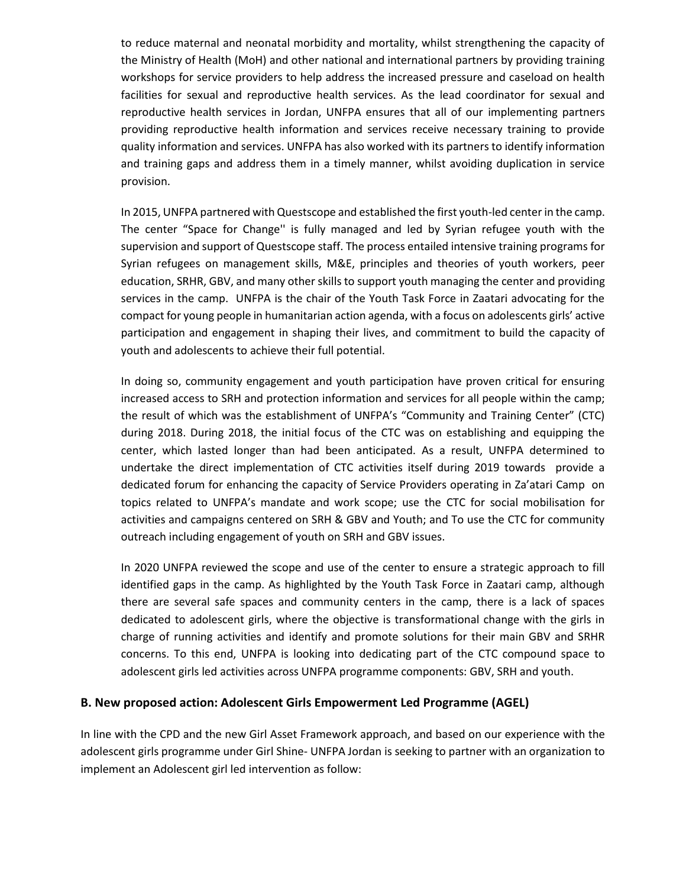to reduce maternal and neonatal morbidity and mortality, whilst strengthening the capacity of the Ministry of Health (MoH) and other national and international partners by providing training workshops for service providers to help address the increased pressure and caseload on health facilities for sexual and reproductive health services. As the lead coordinator for sexual and reproductive health services in Jordan, UNFPA ensures that all of our implementing partners providing reproductive health information and services receive necessary training to provide quality information and services. UNFPA has also worked with its partners to identify information and training gaps and address them in a timely manner, whilst avoiding duplication in service provision.

In 2015, UNFPA partnered with Questscope and established the first youth-led center in the camp. The center "Space for Change'' is fully managed and led by Syrian refugee youth with the supervision and support of Questscope staff. The process entailed intensive training programs for Syrian refugees on management skills, M&E, principles and theories of youth workers, peer education, SRHR, GBV, and many other skills to support youth managing the center and providing services in the camp. UNFPA is the chair of the Youth Task Force in Zaatari advocating for the compact for young people in humanitarian action agenda, with a focus on adolescents girls' active participation and engagement in shaping their lives, and commitment to build the capacity of youth and adolescents to achieve their full potential.

In doing so, community engagement and youth participation have proven critical for ensuring increased access to SRH and protection information and services for all people within the camp; the result of which was the establishment of UNFPA's "Community and Training Center" (CTC) during 2018. During 2018, the initial focus of the CTC was on establishing and equipping the center, which lasted longer than had been anticipated. As a result, UNFPA determined to undertake the direct implementation of CTC activities itself during 2019 towards provide a dedicated forum for enhancing the capacity of Service Providers operating in Za'atari Camp on topics related to UNFPA's mandate and work scope; use the CTC for social mobilisation for activities and campaigns centered on SRH & GBV and Youth; and To use the CTC for community outreach including engagement of youth on SRH and GBV issues.

In 2020 UNFPA reviewed the scope and use of the center to ensure a strategic approach to fill identified gaps in the camp. As highlighted by the Youth Task Force in Zaatari camp, although there are several safe spaces and community centers in the camp, there is a lack of spaces dedicated to adolescent girls, where the objective is transformational change with the girls in charge of running activities and identify and promote solutions for their main GBV and SRHR concerns. To this end, UNFPA is looking into dedicating part of the CTC compound space to adolescent girls led activities across UNFPA programme components: GBV, SRH and youth.

## B. New proposed action: Adolescent Girls Empowerment Led Programme (AGEL)

In line with the CPD and the new Girl Asset Framework approach, and based on our experience with the adolescent girls programme under Girl Shine- UNFPA Jordan is seeking to partner with an organization to implement an Adolescent girl led intervention as follow: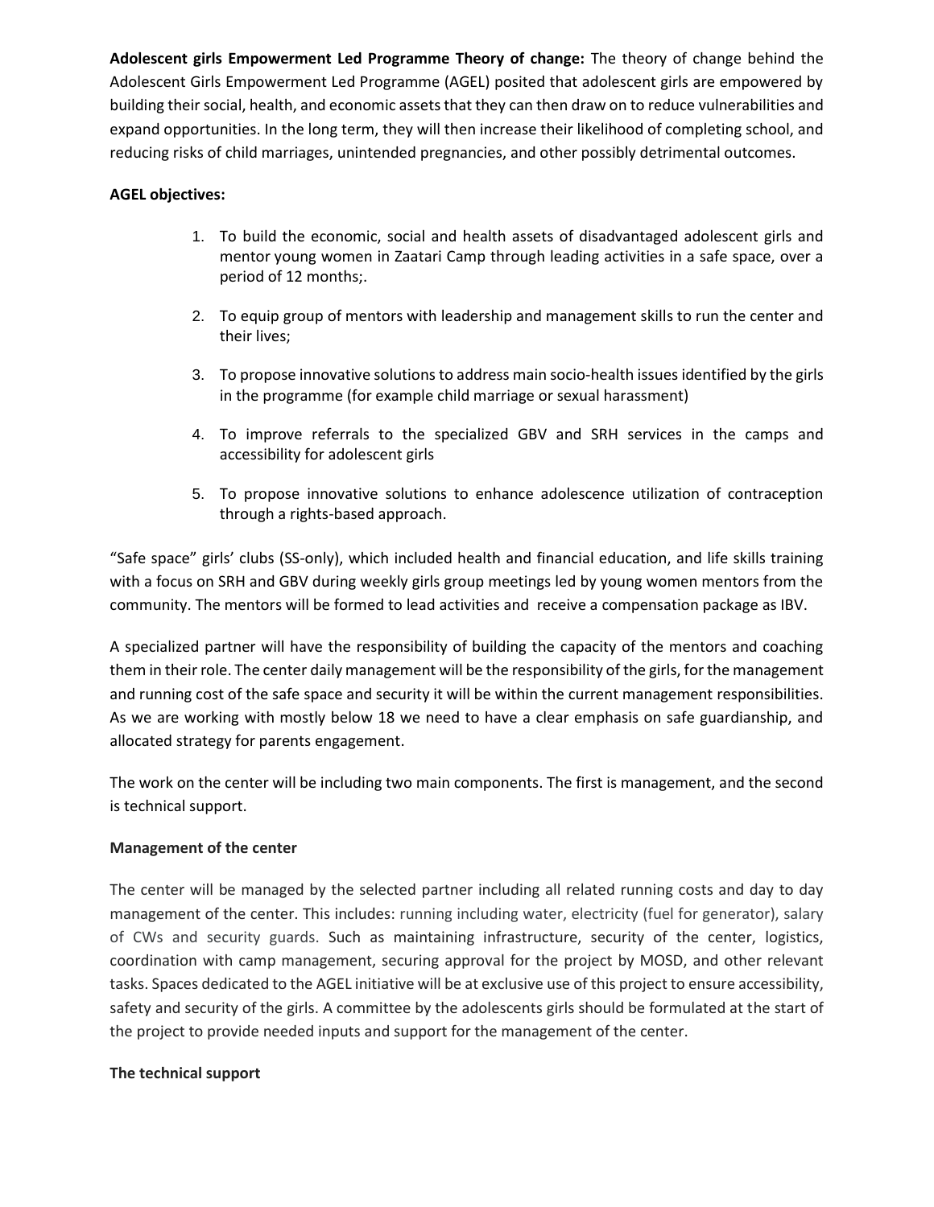**Adolescent girls Empowerment Led Programme Theory of change:** The theory of change behind the Adolescent Girls Empowerment Led Programme (AGEL) posited that adolescent girls are empowered by building their social, health, and economic assets that they can then draw on to reduce vulnerabilities and expand opportunities. In the long term, they will then increase their likelihood of completing school, and reducing risks of child marriages, unintended pregnancies, and other possibly detrimental outcomes.

**AGEL objectives:**

1. To build the economic, social and health assets of disadvantaged adolescent girls and mentor young women in Zaatari Camp through leading activities in a safe space, over a period of 12 months;.
2. To equip group of mentors with leadership and management skills to run the center and their lives;
3. To propose innovative solutions to address main socio-health issues identified by the girls in the programme (for example child marriage or sexual harassment)
4. To improve referrals to the specialized GBV and SRH services in the camps and accessibility for adolescent girls
5. To propose innovative solutions to enhance adolescence utilization of contraception through a rights-based approach.

"Safe space" girls' clubs (SS-only), which included health and financial education, and life skills training with a focus on SRH and GBV during weekly girls group meetings led by young women mentors from the community. The mentors will be formed to lead activities and receive a compensation package as IBV.

A specialized partner will have the responsibility of building the capacity of the mentors and coaching them in their role. The center daily management will be the responsibility of the girls, for the management and running cost of the safe space and security it will be within the current management responsibilities. As we are working with mostly below 18 we need to have a clear emphasis on safe guardianship, and allocated strategy for parents engagement.

The work on the center will be including two main components. The first is management, and the second is technical support.

**Management of the center**

The center will be managed by the selected partner including all related running costs and day to day management of the center. This includes: running including water, electricity (fuel for generator), salary of CWs and security guards. Such as maintaining infrastructure, security of the center, logistics, coordination with camp management, securing approval for the project by MOSD, and other relevant tasks. Spaces dedicated to the AGEL initiative will be at exclusive use of this project to ensure accessibility, safety and security of the girls. A committee by the adolescents girls should be formulated at the start of the project to provide needed inputs and support for the management of the center.

**The technical support**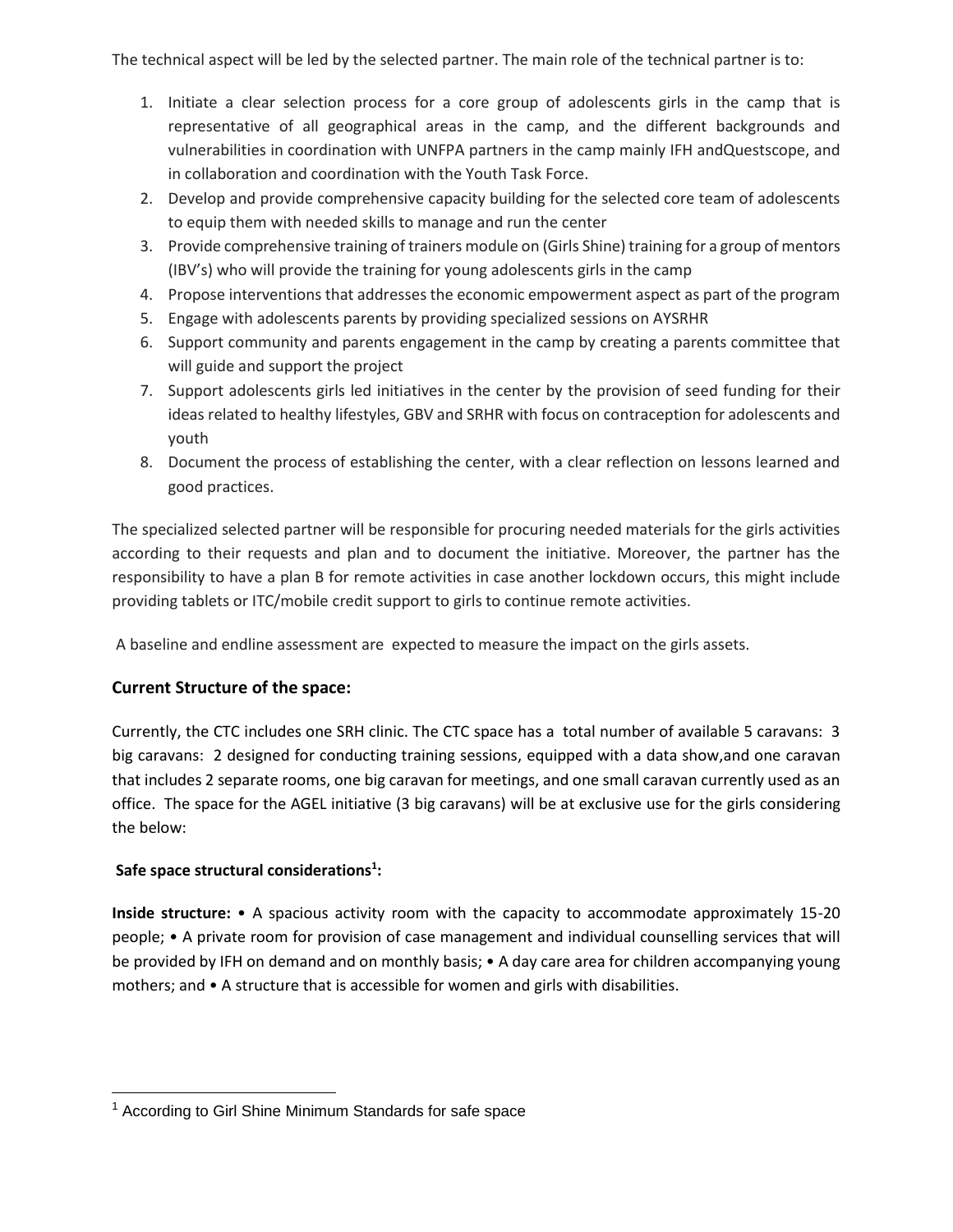The technical aspect will be led by the selected partner. The main role of the technical partner is to:

1. Initiate a clear selection process for a core group of adolescents girls in the camp that is representative of all geographical areas in the camp, and the different backgrounds and vulnerabilities in coordination with UNFPA partners in the camp mainly IFH andQuestscope, and in collaboration and coordination with the Youth Task Force.
2. Develop and provide comprehensive capacity building for the selected core team of adolescents to equip them with needed skills to manage and run the center
3. Provide comprehensive training of trainers module on (Girls Shine) training for a group of mentors (IBV's) who will provide the training for young adolescents girls in the camp
4. Propose interventions that addresses the economic empowerment aspect as part of the program
5. Engage with adolescents parents by providing specialized sessions on AYSRHR
6. Support community and parents engagement in the camp by creating a parents committee that will guide and support the project
7. Support adolescents girls led initiatives in the center by the provision of seed funding for their ideas related to healthy lifestyles, GBV and SRHR with focus on contraception for adolescents and youth
8. Document the process of establishing the center, with a clear reflection on lessons learned and good practices.

The specialized selected partner will be responsible for procuring needed materials for the girls activities according to their requests and plan and to document the initiative. Moreover, the partner has the responsibility to have a plan B for remote activities in case another lockdown occurs, this might include providing tablets or ITC/mobile credit support to girls to continue remote activities.

A baseline and endline assessment are expected to measure the impact on the girls assets.

## Current Structure of the space:

Currently, the CTC includes one SRH clinic. The CTC space has a total number of available 5 caravans: 3 big caravans: 2 designed for conducting training sessions, equipped with a data show,and one caravan that includes 2 separate rooms, one big caravan for meetings, and one small caravan currently used as an office. The space for the AGEL initiative (3 big caravans) will be at exclusive use for the girls considering the below:

### Safe space structural considerations[1]:

**Inside structure:** • A spacious activity room with the capacity to accommodate approximately 15-20 people; • A private room for provision of case management and individual counselling services that will be provided by IFH on demand and on monthly basis; • A day care area for children accompanying young mothers; and • A structure that is accessible for women and girls with disabilities.

[1] According to Girl Shine Minimum Standards for safe space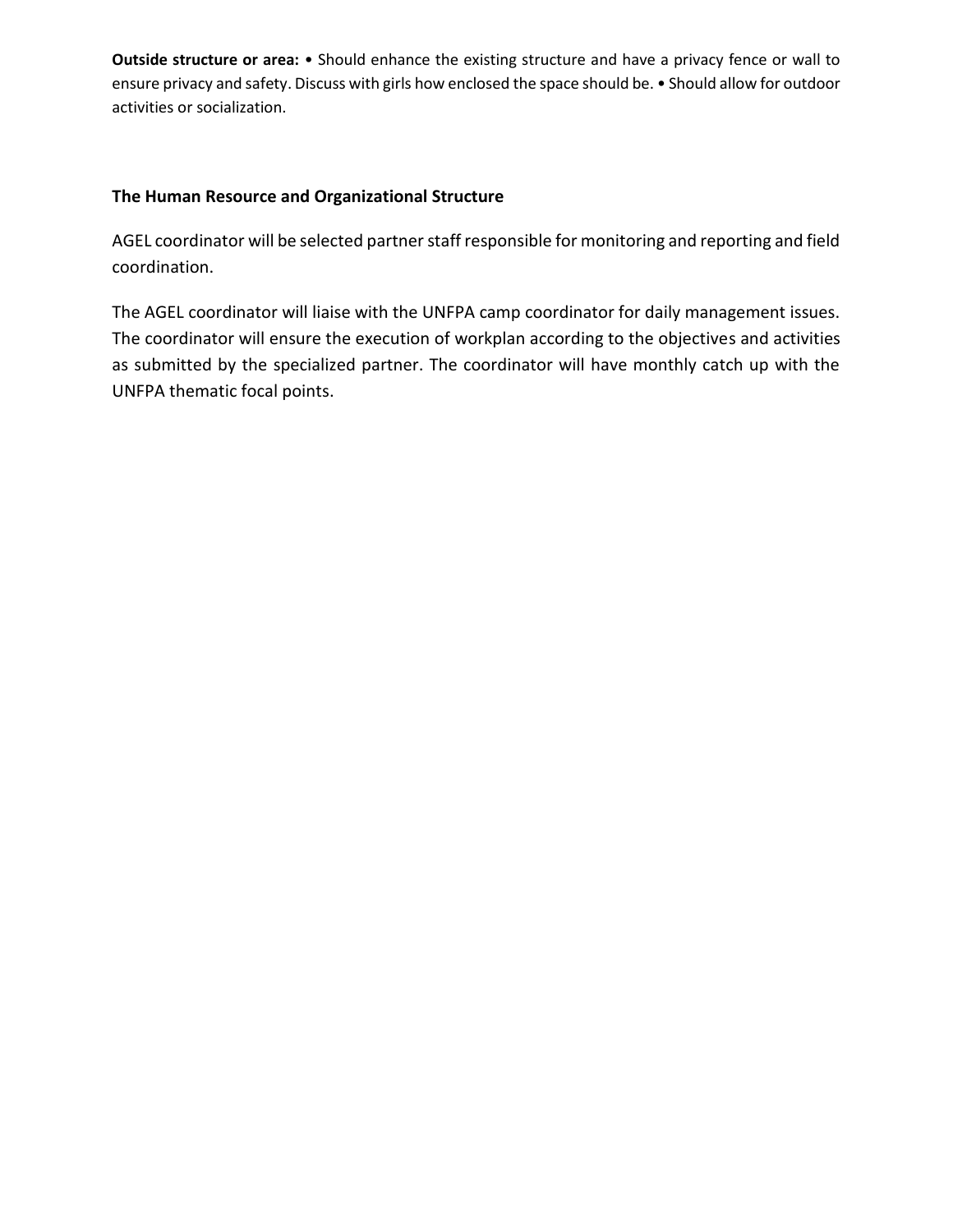**Outside structure or area:** • Should enhance the existing structure and have a privacy fence or wall to ensure privacy and safety. Discuss with girls how enclosed the space should be. • Should allow for outdoor activities or socialization.

**The Human Resource and Organizational Structure**

AGEL coordinator will be selected partner staff responsible for monitoring and reporting and field coordination.

The AGEL coordinator will liaise with the UNFPA camp coordinator for daily management issues. The coordinator will ensure the execution of workplan according to the objectives and activities as submitted by the specialized partner. The coordinator will have monthly catch up with the UNFPA thematic focal points.